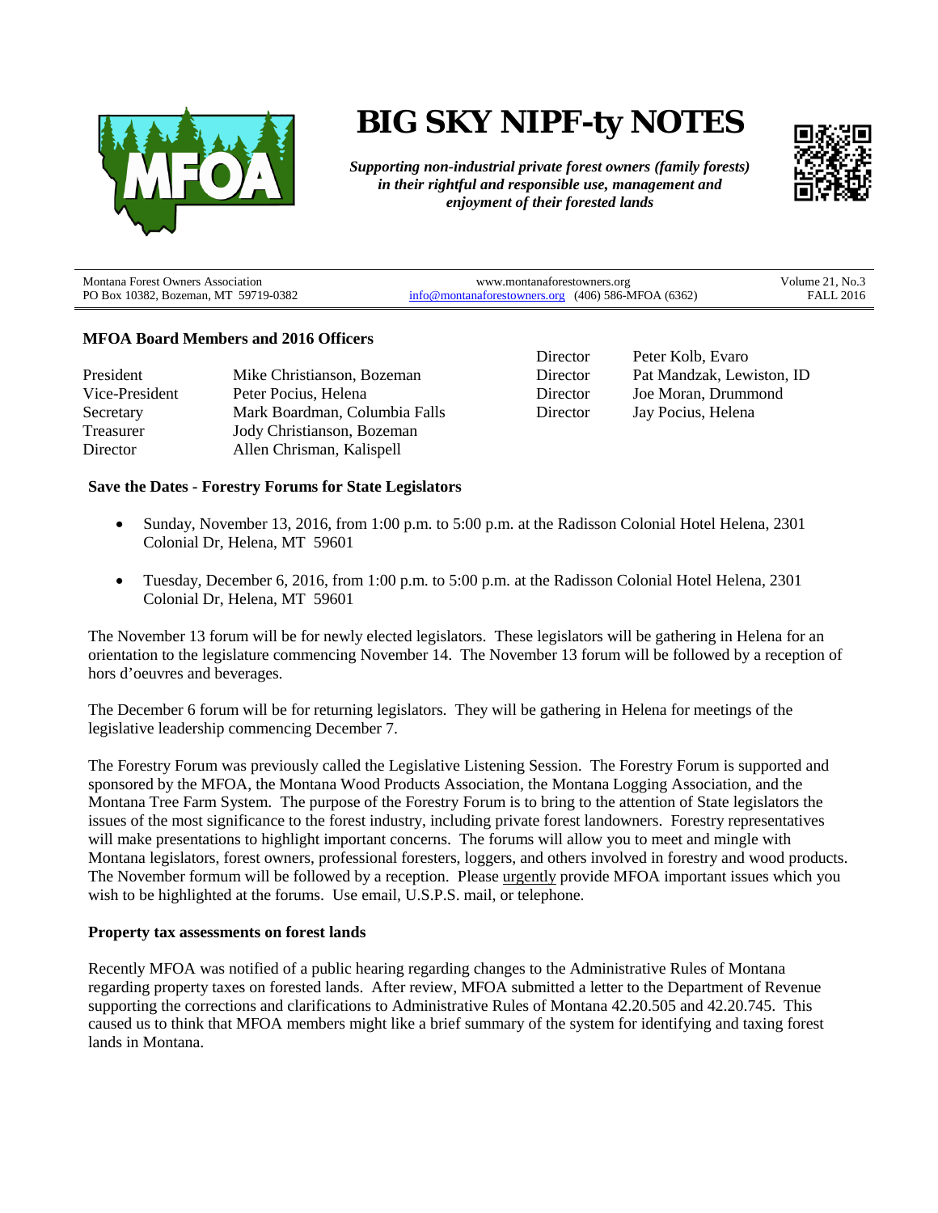# BIG SKY NIPF-ty NOTES

***Supporting non-industrial private forest owners (family forests) in their rightful and responsible use, management and enjoyment of their forested lands***

| Montana Forest Owners Association<br>PO Box 10382, Bozeman, MT 59719-0382 | www.montanaforestowners.org<br>info@montanaforestowners.org (406) 586-MFOA (6362) | Volume 21, No.3<br>FALL 2016 |
|---|---|---|

### MFOA Board Members and 2016 Officers

| | |
|---|---|
| President | Mike Christianson, Bozeman |
| Vice-President | Peter Pocius, Helena |
| Secretary | Mark Boardman, Columbia Falls |
| Treasurer | Jody Christianson, Bozeman |
| Director | Allen Chrisman, Kalispell |
| Director | Peter Kolb, Evaro |
| Director | Pat Mandzak, Lewiston, ID |
| Director | Joe Moran, Drummond |
| Director | Jay Pocius, Helena |

### Save the Dates - Forestry Forums for State Legislators

- Sunday, November 13, 2016, from 1:00 p.m. to 5:00 p.m. at the Radisson Colonial Hotel Helena, 2301 Colonial Dr, Helena, MT 59601
- Tuesday, December 6, 2016, from 1:00 p.m. to 5:00 p.m. at the Radisson Colonial Hotel Helena, 2301 Colonial Dr, Helena, MT 59601

The November 13 forum will be for newly elected legislators. These legislators will be gathering in Helena for an orientation to the legislature commencing November 14. The November 13 forum will be followed by a reception of hors d'oeuvres and beverages.

The December 6 forum will be for returning legislators. They will be gathering in Helena for meetings of the legislative leadership commencing December 7.

The Forestry Forum was previously called the Legislative Listening Session. The Forestry Forum is supported and sponsored by the MFOA, the Montana Wood Products Association, the Montana Logging Association, and the Montana Tree Farm System. The purpose of the Forestry Forum is to bring to the attention of State legislators the issues of the most significance to the forest industry, including private forest landowners. Forestry representatives will make presentations to highlight important concerns. The forums will allow you to meet and mingle with Montana legislators, forest owners, professional foresters, loggers, and others involved in forestry and wood products. The November formum will be followed by a reception. Please urgently provide MFOA important issues which you wish to be highlighted at the forums. Use email, U.S.P.S. mail, or telephone.

### Property tax assessments on forest lands

Recently MFOA was notified of a public hearing regarding changes to the Administrative Rules of Montana regarding property taxes on forested lands. After review, MFOA submitted a letter to the Department of Revenue supporting the corrections and clarifications to Administrative Rules of Montana 42.20.505 and 42.20.745. This caused us to think that MFOA members might like a brief summary of the system for identifying and taxing forest lands in Montana.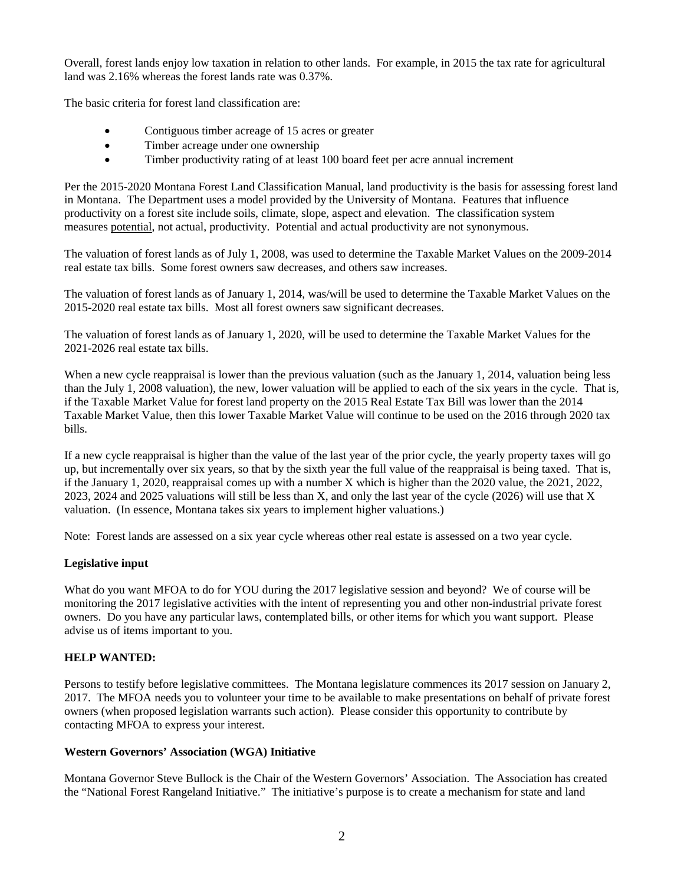Overall, forest lands enjoy low taxation in relation to other lands. For example, in 2015 the tax rate for agricultural land was 2.16% whereas the forest lands rate was 0.37%.

The basic criteria for forest land classification are:

- Contiguous timber acreage of 15 acres or greater
- Timber acreage under one ownership
- Timber productivity rating of at least 100 board feet per acre annual increment

Per the 2015-2020 Montana Forest Land Classification Manual, land productivity is the basis for assessing forest land in Montana. The Department uses a model provided by the University of Montana. Features that influence productivity on a forest site include soils, climate, slope, aspect and elevation. The classification system measures potential, not actual, productivity. Potential and actual productivity are not synonymous.

The valuation of forest lands as of July 1, 2008, was used to determine the Taxable Market Values on the 2009-2014 real estate tax bills. Some forest owners saw decreases, and others saw increases.

The valuation of forest lands as of January 1, 2014, was/will be used to determine the Taxable Market Values on the 2015-2020 real estate tax bills. Most all forest owners saw significant decreases.

The valuation of forest lands as of January 1, 2020, will be used to determine the Taxable Market Values for the 2021-2026 real estate tax bills.

When a new cycle reappraisal is lower than the previous valuation (such as the January 1, 2014, valuation being less than the July 1, 2008 valuation), the new, lower valuation will be applied to each of the six years in the cycle. That is, if the Taxable Market Value for forest land property on the 2015 Real Estate Tax Bill was lower than the 2014 Taxable Market Value, then this lower Taxable Market Value will continue to be used on the 2016 through 2020 tax bills.

If a new cycle reappraisal is higher than the value of the last year of the prior cycle, the yearly property taxes will go up, but incrementally over six years, so that by the sixth year the full value of the reappraisal is being taxed. That is, if the January 1, 2020, reappraisal comes up with a number X which is higher than the 2020 value, the 2021, 2022, 2023, 2024 and 2025 valuations will still be less than X, and only the last year of the cycle (2026) will use that X valuation. (In essence, Montana takes six years to implement higher valuations.)

Note: Forest lands are assessed on a six year cycle whereas other real estate is assessed on a two year cycle.

**Legislative input**

What do you want MFOA to do for YOU during the 2017 legislative session and beyond? We of course will be monitoring the 2017 legislative activities with the intent of representing you and other non-industrial private forest owners. Do you have any particular laws, contemplated bills, or other items for which you want support. Please advise us of items important to you.

**HELP WANTED:**

Persons to testify before legislative committees. The Montana legislature commences its 2017 session on January 2, 2017. The MFOA needs you to volunteer your time to be available to make presentations on behalf of private forest owners (when proposed legislation warrants such action). Please consider this opportunity to contribute by contacting MFOA to express your interest.

**Western Governors' Association (WGA) Initiative**

Montana Governor Steve Bullock is the Chair of the Western Governors' Association. The Association has created the "National Forest Rangeland Initiative." The initiative's purpose is to create a mechanism for state and land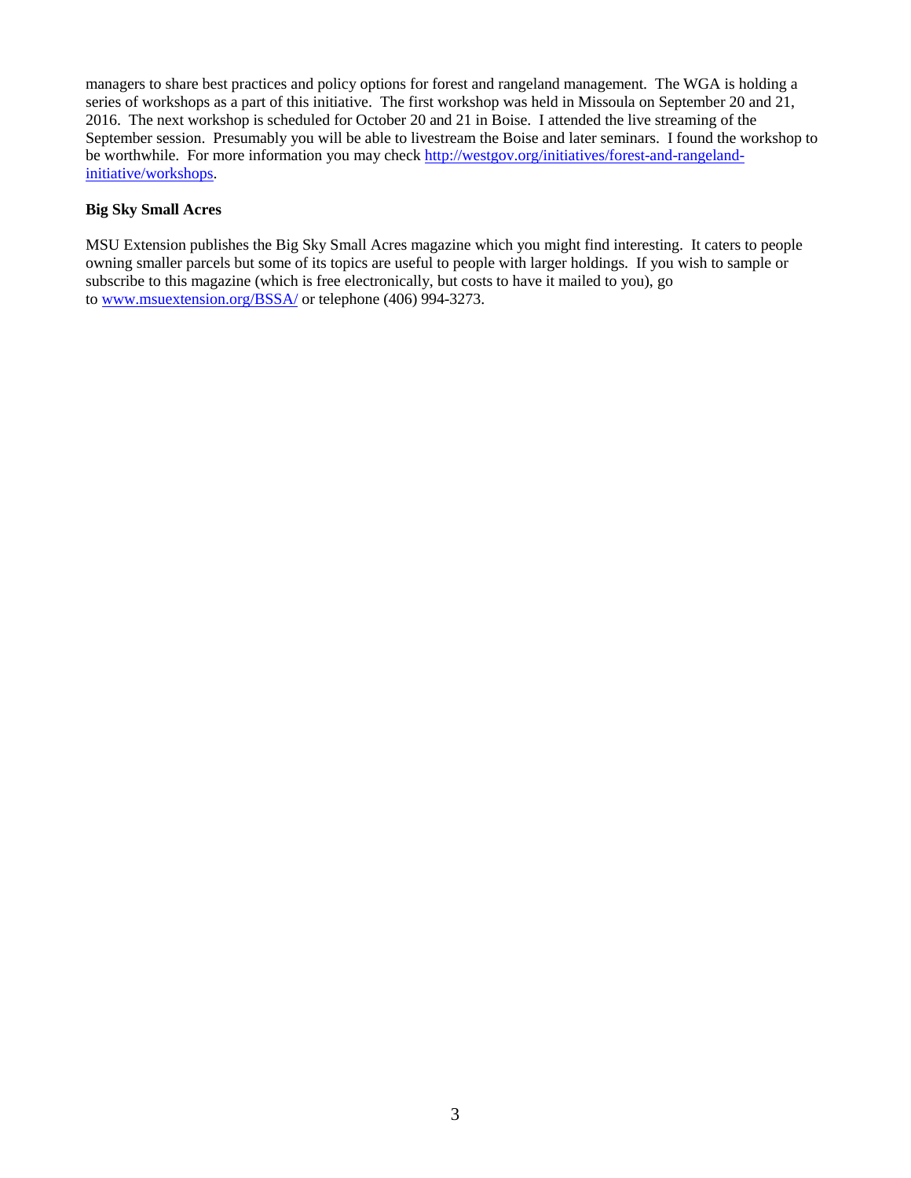managers to share best practices and policy options for forest and rangeland management. The WGA is holding a series of workshops as a part of this initiative. The first workshop was held in Missoula on September 20 and 21, 2016. The next workshop is scheduled for October 20 and 21 in Boise. I attended the live streaming of the September session. Presumably you will be able to livestream the Boise and later seminars. I found the workshop to be worthwhile. For more information you may check [http://westgov.org/initiatives/forest-and-rangeland-initiative/workshops](http://westgov.org/initiatives/forest-and-rangeland-initiative/workshops).

**Big Sky Small Acres**

MSU Extension publishes the Big Sky Small Acres magazine which you might find interesting. It caters to people owning smaller parcels but some of its topics are useful to people with larger holdings. If you wish to sample or subscribe to this magazine (which is free electronically, but costs to have it mailed to you), go to [www.msuextension.org/BSSA/](http://www.msuextension.org/BSSA/) or telephone (406) 994-3273.